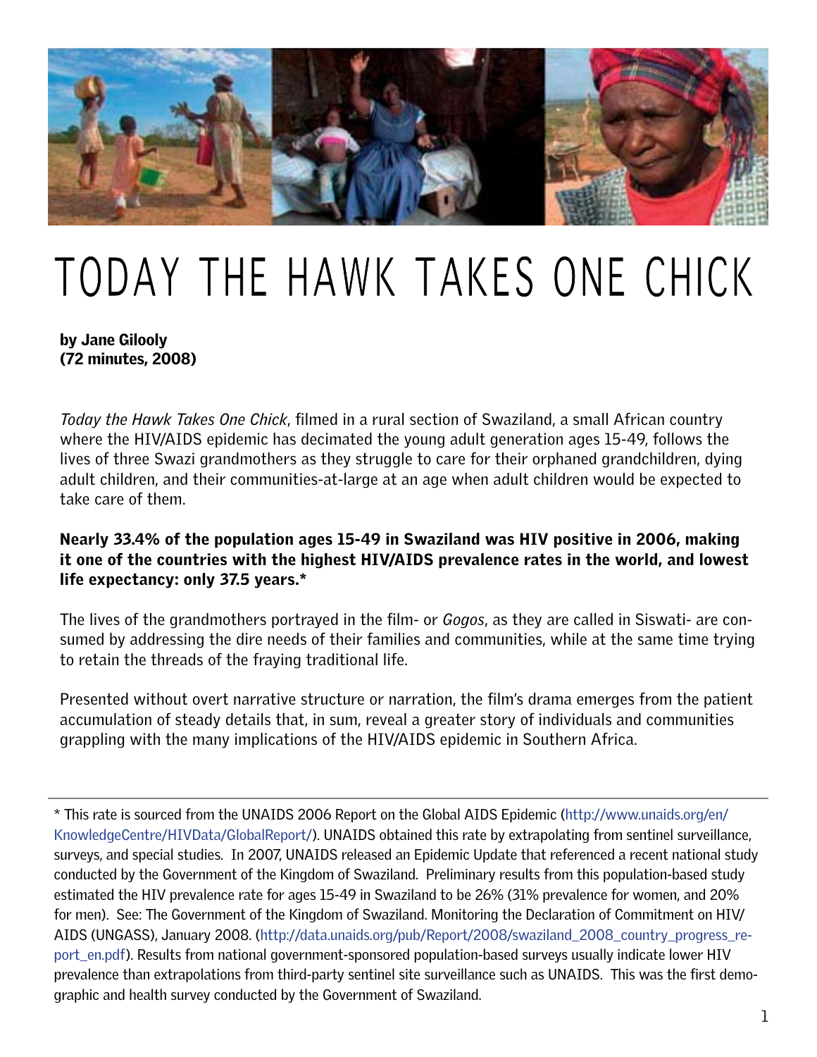# TODAY THE HAWK TAKES ONE CHICK

**by Jane Gilooly**
**(72 minutes, 2008)**

*Today the Hawk Takes One Chick*, filmed in a rural section of Swaziland, a small African country where the HIV/AIDS epidemic has decimated the young adult generation ages 15-49, follows the lives of three Swazi grandmothers as they struggle to care for their orphaned grandchildren, dying adult children, and their communities-at-large at an age when adult children would be expected to take care of them.

**Nearly 33.4% of the population ages 15-49 in Swaziland was HIV positive in 2006, making it one of the countries with the highest HIV/AIDS prevalence rates in the world, and lowest life expectancy: only 37.5 years.***

The lives of the grandmothers portrayed in the film- or *Gogos*, as they are called in Siswati- are consumed by addressing the dire needs of their families and communities, while at the same time trying to retain the threads of the fraying traditional life.

Presented without overt narrative structure or narration, the film's drama emerges from the patient accumulation of steady details that, in sum, reveal a greater story of individuals and communities grappling with the many implications of the HIV/AIDS epidemic in Southern Africa.

---

* This rate is sourced from the UNAIDS 2006 Report on the Global AIDS Epidemic (http://www.unaids.org/en/KnowledgeCentre/HIVData/GlobalReport/). UNAIDS obtained this rate by extrapolating from sentinel surveillance, surveys, and special studies. In 2007, UNAIDS released an Epidemic Update that referenced a recent national study conducted by the Government of the Kingdom of Swaziland. Preliminary results from this population-based study estimated the HIV prevalence rate for ages 15-49 in Swaziland to be 26% (31% prevalence for women, and 20% for men). See: The Government of the Kingdom of Swaziland. Monitoring the Declaration of Commitment on HIV/AIDS (UNGASS), January 2008. (http://data.unaids.org/pub/Report/2008/swaziland_2008_country_progress_report_en.pdf). Results from national government-sponsored population-based surveys usually indicate lower HIV prevalence than extrapolations from third-party sentinel site surveillance such as UNAIDS. This was the first demographic and health survey conducted by the Government of Swaziland.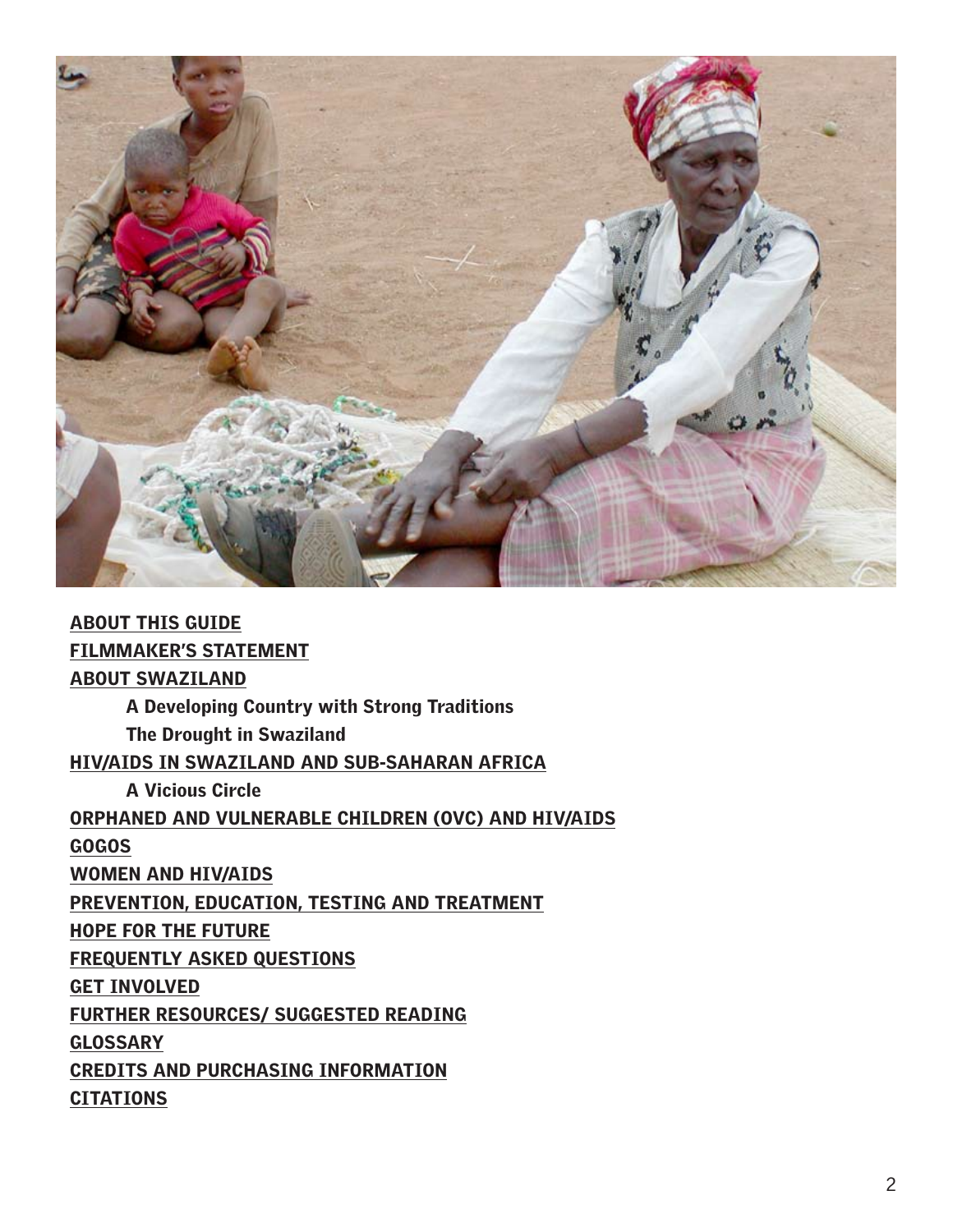**ABOUT THIS GUIDE**

**FILMMAKER'S STATEMENT**

**ABOUT SWAZILAND**

- **A Developing Country with Strong Traditions**
- **The Drought in Swaziland**

**HIV/AIDS IN SWAZILAND AND SUB-SAHARAN AFRICA**

- **A Vicious Circle**

**ORPHANED AND VULNERABLE CHILDREN (OVC) AND HIV/AIDS**

**GOGOS**

**WOMEN AND HIV/AIDS**

**PREVENTION, EDUCATION, TESTING AND TREATMENT**

**HOPE FOR THE FUTURE**

**FREQUENTLY ASKED QUESTIONS**

**GET INVOLVED**

**FURTHER RESOURCES/ SUGGESTED READING**

**GLOSSARY**

**CREDITS AND PURCHASING INFORMATION**

**CITATIONS**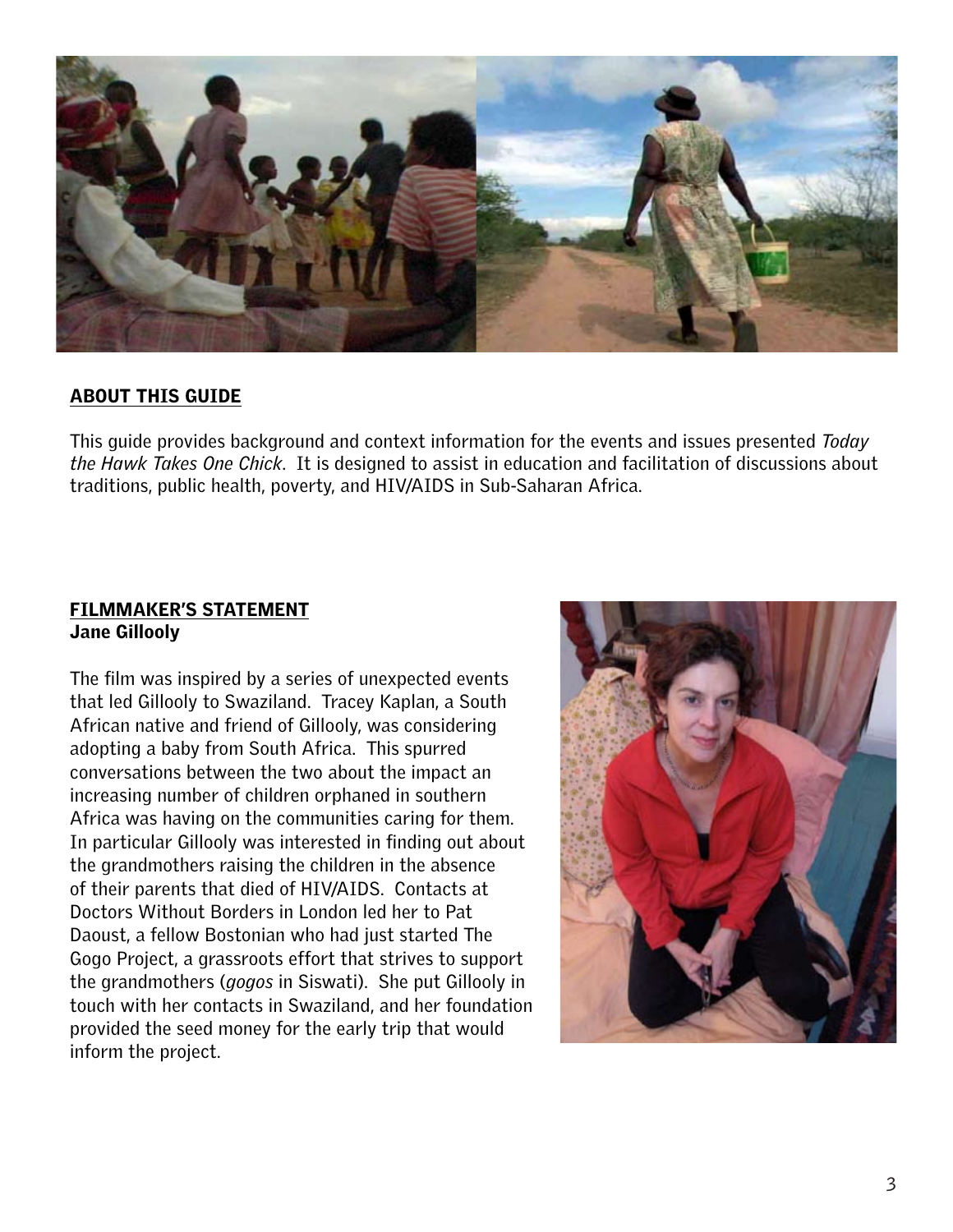## ABOUT THIS GUIDE

This guide provides background and context information for the events and issues presented *Today the Hawk Takes One Chick*. It is designed to assist in education and facilitation of discussions about traditions, public health, poverty, and HIV/AIDS in Sub-Saharan Africa.

## FILMMAKER'S STATEMENT

**Jane Gillooly**

The film was inspired by a series of unexpected events that led Gillooly to Swaziland. Tracey Kaplan, a South African native and friend of Gillooly, was considering adopting a baby from South Africa. This spurred conversations between the two about the impact an increasing number of children orphaned in southern Africa was having on the communities caring for them. In particular Gillooly was interested in finding out about the grandmothers raising the children in the absence of their parents that died of HIV/AIDS. Contacts at Doctors Without Borders in London led her to Pat Daoust, a fellow Bostonian who had just started The Gogo Project, a grassroots effort that strives to support the grandmothers (*gogos* in Siswati). She put Gillooly in touch with her contacts in Swaziland, and her foundation provided the seed money for the early trip that would inform the project.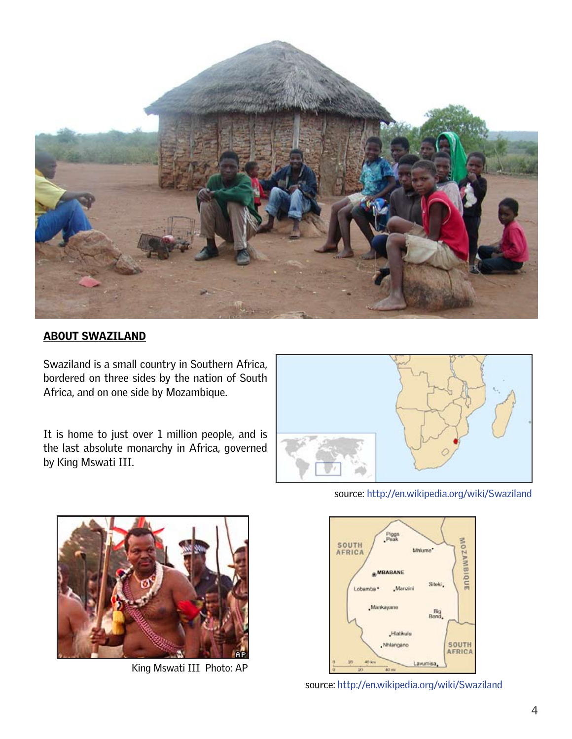## ABOUT SWAZILAND

Swaziland is a small country in Southern Africa, bordered on three sides by the nation of South Africa, and on one side by Mozambique.

It is home to just over 1 million people, and is the last absolute monarchy in Africa, governed by King Mswati III.

source: http://en.wikipedia.org/wiki/Swaziland

King Mswati III Photo: AP

source: http://en.wikipedia.org/wiki/Swaziland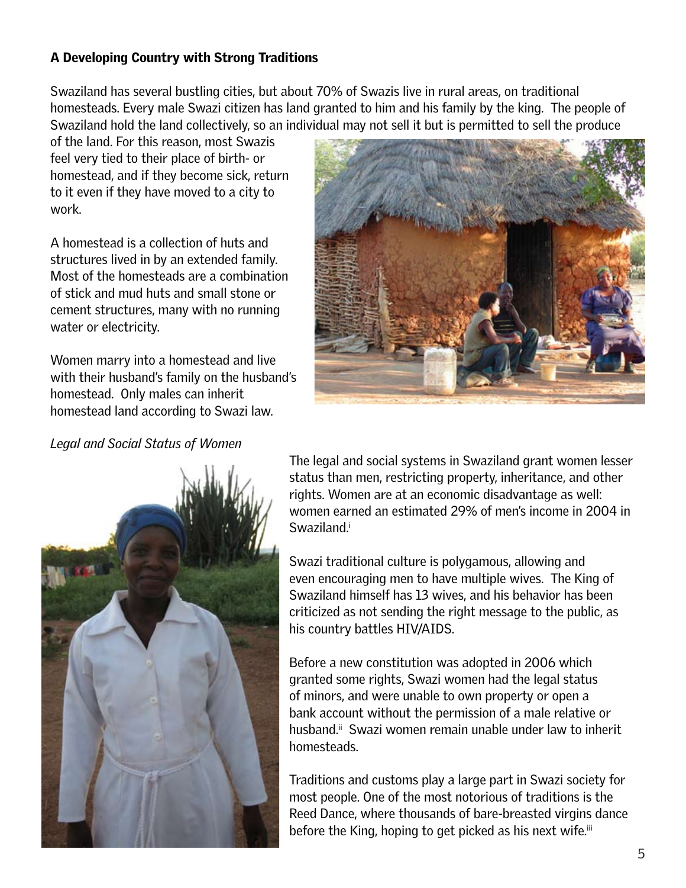### A Developing Country with Strong Traditions

Swaziland has several bustling cities, but about 70% of Swazis live in rural areas, on traditional homesteads. Every male Swazi citizen has land granted to him and his family by the king. The people of Swaziland hold the land collectively, so an individual may not sell it but is permitted to sell the produce of the land. For this reason, most Swazis feel very tied to their place of birth- or homestead, and if they become sick, return to it even if they have moved to a city to work.

A homestead is a collection of huts and structures lived in by an extended family. Most of the homesteads are a combination of stick and mud huts and small stone or cement structures, many with no running water or electricity.

Women marry into a homestead and live with their husband's family on the husband's homestead. Only males can inherit homestead land according to Swazi law.

*Legal and Social Status of Women*

The legal and social systems in Swaziland grant women lesser status than men, restricting property, inheritance, and other rights. Women are at an economic disadvantage as well: women earned an estimated 29% of men's income in 2004 in Swaziland.[i]

Swazi traditional culture is polygamous, allowing and even encouraging men to have multiple wives. The King of Swaziland himself has 13 wives, and his behavior has been criticized as not sending the right message to the public, as his country battles HIV/AIDS.

Before a new constitution was adopted in 2006 which granted some rights, Swazi women had the legal status of minors, and were unable to own property or open a bank account without the permission of a male relative or husband.[ii] Swazi women remain unable under law to inherit homesteads.

Traditions and customs play a large part in Swazi society for most people. One of the most notorious of traditions is the Reed Dance, where thousands of bare-breasted virgins dance before the King, hoping to get picked as his next wife.[iii]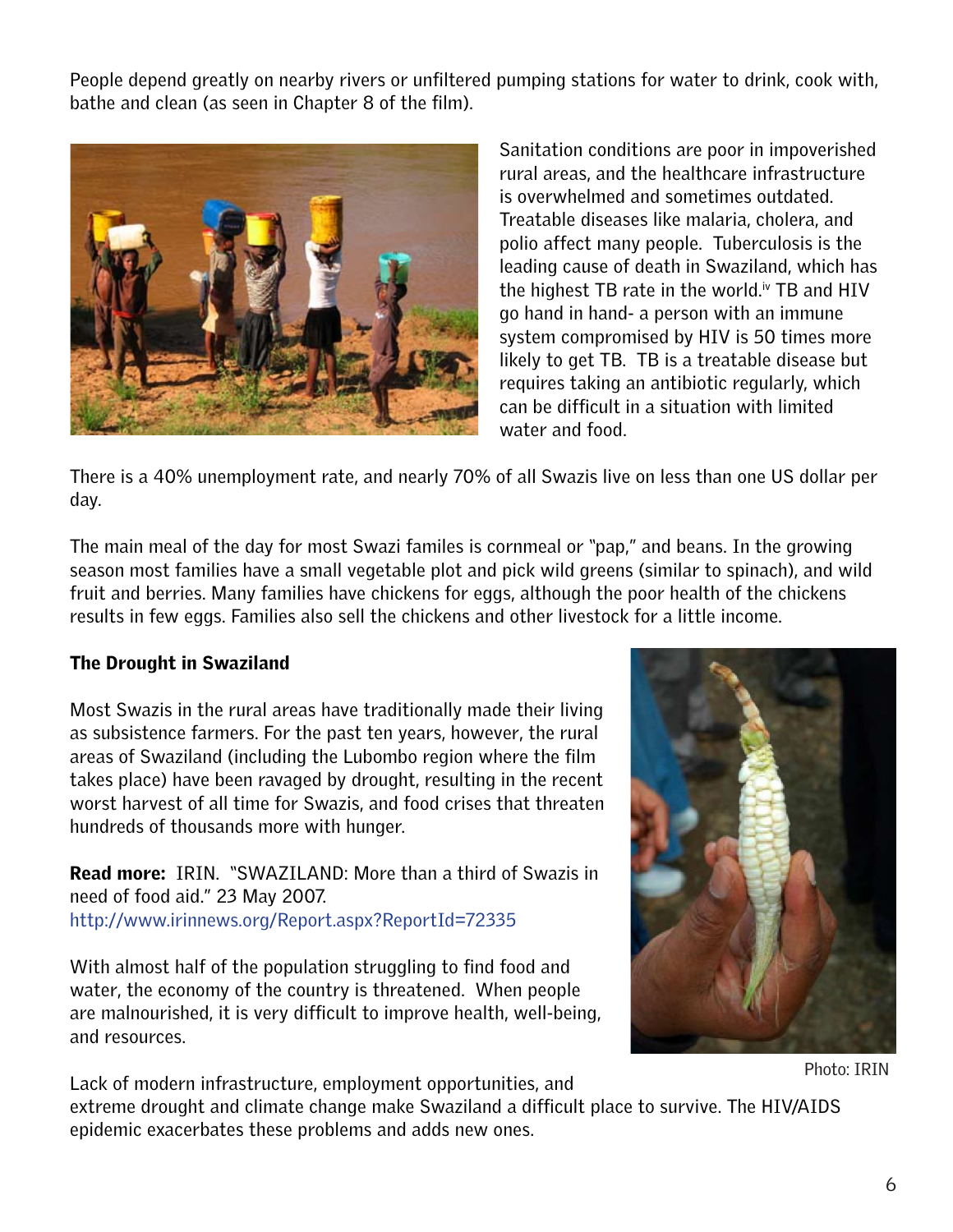People depend greatly on nearby rivers or unfiltered pumping stations for water to drink, cook with, bathe and clean (as seen in Chapter 8 of the film).

Sanitation conditions are poor in impoverished rural areas, and the healthcare infrastructure is overwhelmed and sometimes outdated. Treatable diseases like malaria, cholera, and polio affect many people. Tuberculosis is the leading cause of death in Swaziland, which has the highest TB rate in the world.[iv] TB and HIV go hand in hand- a person with an immune system compromised by HIV is 50 times more likely to get TB. TB is a treatable disease but requires taking an antibiotic regularly, which can be difficult in a situation with limited water and food.

There is a 40% unemployment rate, and nearly 70% of all Swazis live on less than one US dollar per day.

The main meal of the day for most Swazi familes is cornmeal or "pap," and beans. In the growing season most families have a small vegetable plot and pick wild greens (similar to spinach), and wild fruit and berries. Many families have chickens for eggs, although the poor health of the chickens results in few eggs. Families also sell the chickens and other livestock for a little income.

**The Drought in Swaziland**

Most Swazis in the rural areas have traditionally made their living as subsistence farmers. For the past ten years, however, the rural areas of Swaziland (including the Lubombo region where the film takes place) have been ravaged by drought, resulting in the recent worst harvest of all time for Swazis, and food crises that threaten hundreds of thousands more with hunger.

**Read more:** IRIN. "SWAZILAND: More than a third of Swazis in need of food aid." 23 May 2007.
http://www.irinnews.org/Report.aspx?ReportId=72335

With almost half of the population struggling to find food and water, the economy of the country is threatened. When people are malnourished, it is very difficult to improve health, well-being, and resources.

Photo: IRIN

Lack of modern infrastructure, employment opportunities, and extreme drought and climate change make Swaziland a difficult place to survive. The HIV/AIDS epidemic exacerbates these problems and adds new ones.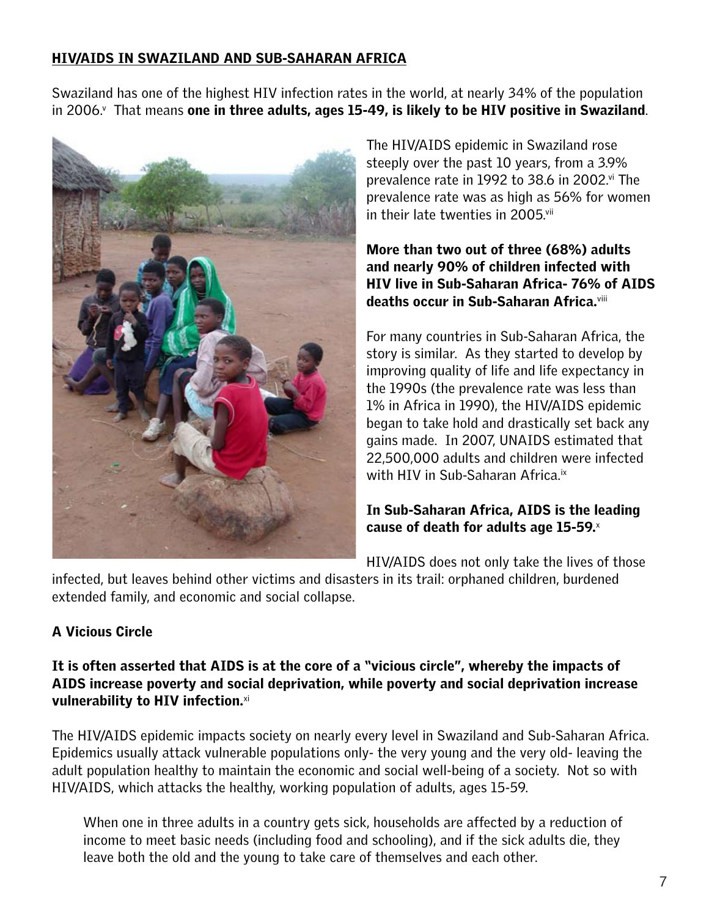## HIV/AIDS IN SWAZILAND AND SUB-SAHARAN AFRICA

Swaziland has one of the highest HIV infection rates in the world, at nearly 34% of the population in 2006.[v] That means **one in three adults, ages 15-49, is likely to be HIV positive in Swaziland**.

The HIV/AIDS epidemic in Swaziland rose steeply over the past 10 years, from a 3.9% prevalence rate in 1992 to 38.6 in 2002.[vi] The prevalence rate was as high as 56% for women in their late twenties in 2005.[vii]

**More than two out of three (68%) adults and nearly 90% of children infected with HIV live in Sub-Saharan Africa- 76% of AIDS deaths occur in Sub-Saharan Africa.**[viii]

For many countries in Sub-Saharan Africa, the story is similar. As they started to develop by improving quality of life and life expectancy in the 1990s (the prevalence rate was less than 1% in Africa in 1990), the HIV/AIDS epidemic began to take hold and drastically set back any gains made. In 2007, UNAIDS estimated that 22,500,000 adults and children were infected with HIV in Sub-Saharan Africa.[ix]

**In Sub-Saharan Africa, AIDS is the leading cause of death for adults age 15-59.**[x]

HIV/AIDS does not only take the lives of those infected, but leaves behind other victims and disasters in its trail: orphaned children, burdened extended family, and economic and social collapse.

### A Vicious Circle

**It is often asserted that AIDS is at the core of a "vicious circle", whereby the impacts of AIDS increase poverty and social deprivation, while poverty and social deprivation increase vulnerability to HIV infection.**[xi]

The HIV/AIDS epidemic impacts society on nearly every level in Swaziland and Sub-Saharan Africa. Epidemics usually attack vulnerable populations only- the very young and the very old- leaving the adult population healthy to maintain the economic and social well-being of a society. Not so with HIV/AIDS, which attacks the healthy, working population of adults, ages 15-59.

> When one in three adults in a country gets sick, households are affected by a reduction of income to meet basic needs (including food and schooling), and if the sick adults die, they leave both the old and the young to take care of themselves and each other.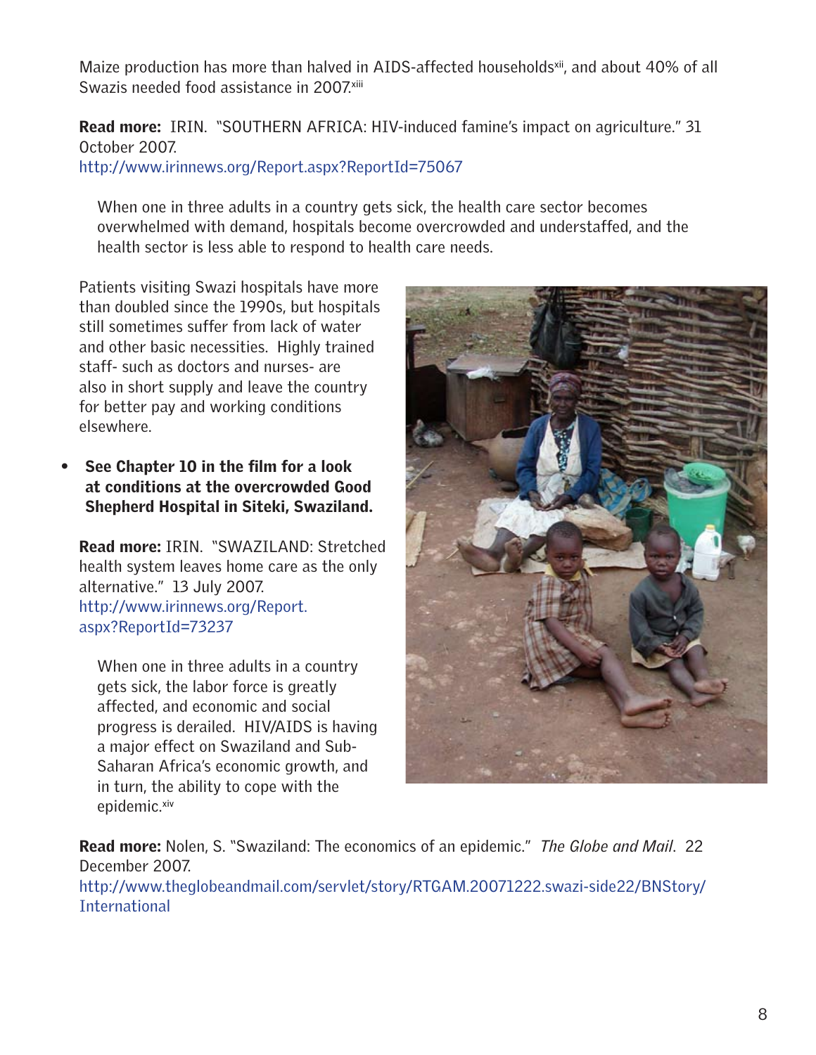Maize production has more than halved in AIDS-affected households[xii], and about 40% of all Swazis needed food assistance in 2007.[xiii]

**Read more:** IRIN. "SOUTHERN AFRICA: HIV-induced famine's impact on agriculture." 31 October 2007.
http://www.irinnews.org/Report.aspx?ReportId=75067

> When one in three adults in a country gets sick, the health care sector becomes overwhelmed with demand, hospitals become overcrowded and understaffed, and the health sector is less able to respond to health care needs.

Patients visiting Swazi hospitals have more than doubled since the 1990s, but hospitals still sometimes suffer from lack of water and other basic necessities. Highly trained staff- such as doctors and nurses- are also in short supply and leave the country for better pay and working conditions elsewhere.

- **See Chapter 10 in the film for a look at conditions at the overcrowded Good Shepherd Hospital in Siteki, Swaziland.**

**Read more:** IRIN. "SWAZILAND: Stretched health system leaves home care as the only alternative." 13 July 2007.
http://www.irinnews.org/Report.aspx?ReportId=73237

> When one in three adults in a country gets sick, the labor force is greatly affected, and economic and social progress is derailed. HIV/AIDS is having a major effect on Swaziland and Sub-Saharan Africa's economic growth, and in turn, the ability to cope with the epidemic.[xiv]

**Read more:** Nolen, S. "Swaziland: The economics of an epidemic." *The Globe and Mail*. 22 December 2007.
http://www.theglobeandmail.com/servlet/story/RTGAM.20071222.swazi-side22/BNStory/International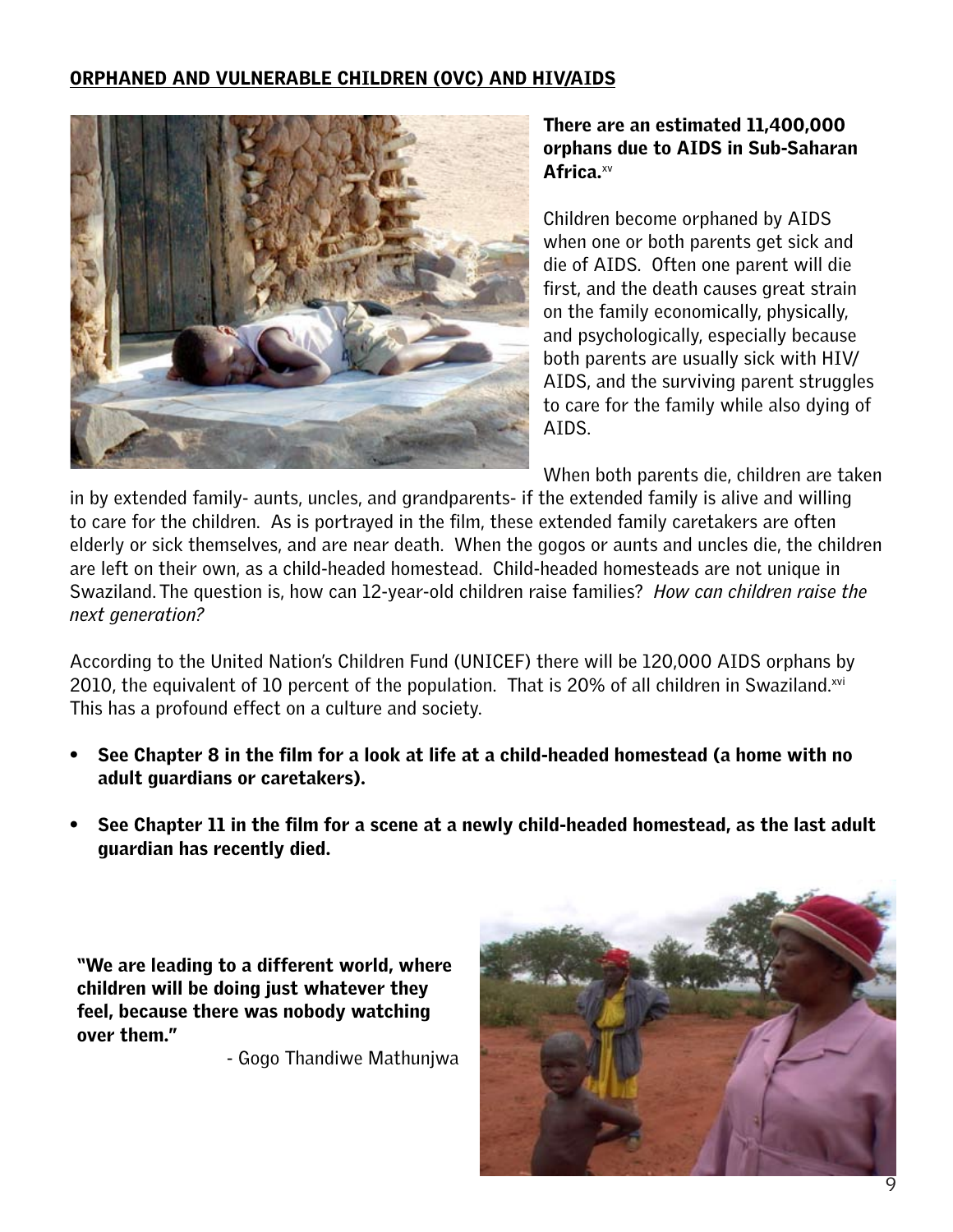## ORPHANED AND VULNERABLE CHILDREN (OVC) AND HIV/AIDS

**There are an estimated 11,400,000 orphans due to AIDS in Sub-Saharan Africa.**[xv]

Children become orphaned by AIDS when one or both parents get sick and die of AIDS. Often one parent will die first, and the death causes great strain on the family economically, physically, and psychologically, especially because both parents are usually sick with HIV/AIDS, and the surviving parent struggles to care for the family while also dying of AIDS.

When both parents die, children are taken in by extended family- aunts, uncles, and grandparents- if the extended family is alive and willing to care for the children. As is portrayed in the film, these extended family caretakers are often elderly or sick themselves, and are near death. When the gogos or aunts and uncles die, the children are left on their own, as a child-headed homestead. Child-headed homesteads are not unique in Swaziland. The question is, how can 12-year-old children raise families? *How can children raise the next generation?*

According to the United Nation's Children Fund (UNICEF) there will be 120,000 AIDS orphans by 2010, the equivalent of 10 percent of the population. That is 20% of all children in Swaziland.[xvi] This has a profound effect on a culture and society.

- **See Chapter 8 in the film for a look at life at a child-headed homestead (a home with no adult guardians or caretakers).**
- **See Chapter 11 in the film for a scene at a newly child-headed homestead, as the last adult guardian has recently died.**

**"We are leading to a different world, where children will be doing just whatever they feel, because there was nobody watching over them."**

- Gogo Thandiwe Mathunjwa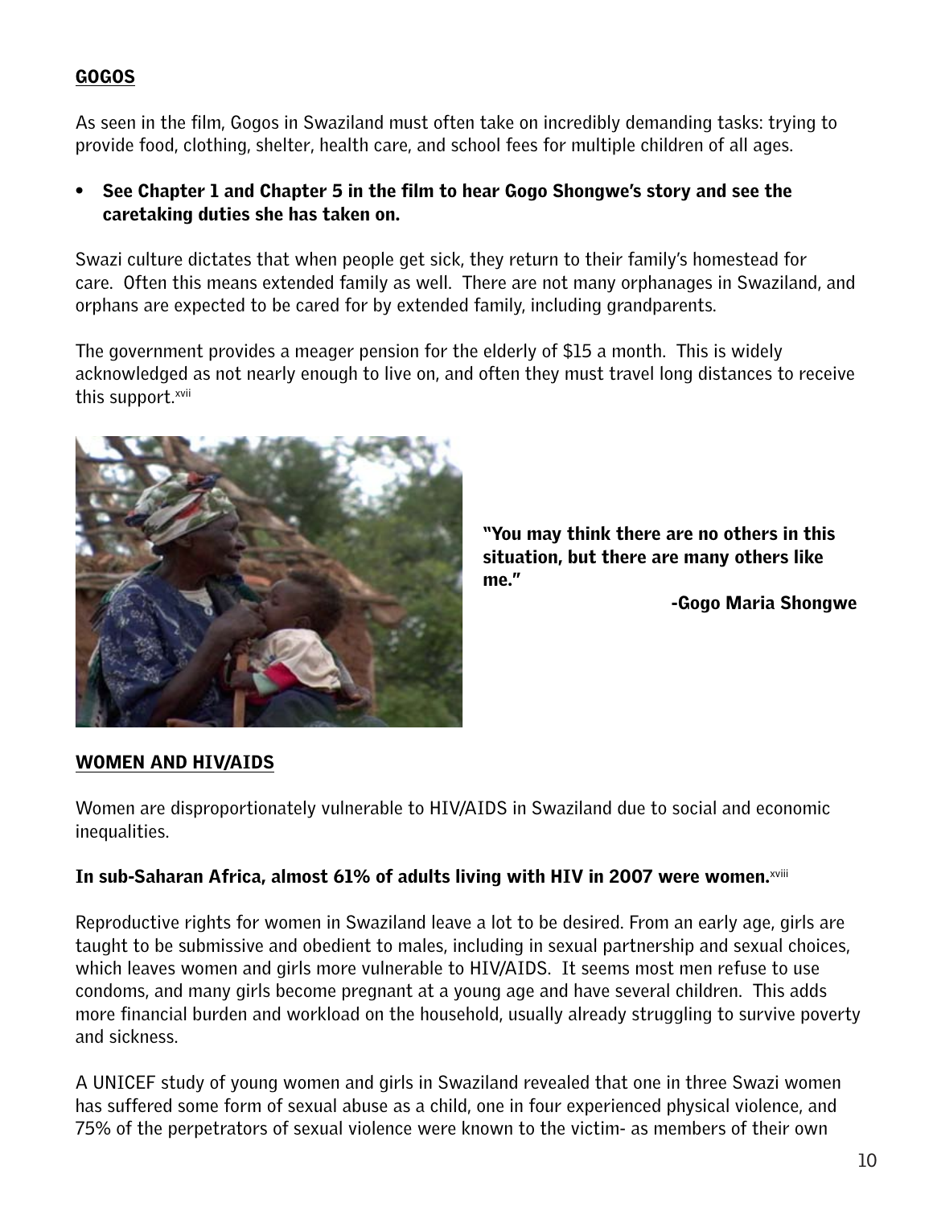## GOGOS

As seen in the film, Gogos in Swaziland must often take on incredibly demanding tasks: trying to provide food, clothing, shelter, health care, and school fees for multiple children of all ages.

- **See Chapter 1 and Chapter 5 in the film to hear Gogo Shongwe's story and see the caretaking duties she has taken on.**

Swazi culture dictates that when people get sick, they return to their family's homestead for care. Often this means extended family as well. There are not many orphanages in Swaziland, and orphans are expected to be cared for by extended family, including grandparents.

The government provides a meager pension for the elderly of $15 a month. This is widely acknowledged as not nearly enough to live on, and often they must travel long distances to receive this support.[xvii]

**"You may think there are no others in this situation, but there are many others like me."**

**-Gogo Maria Shongwe**

## WOMEN AND HIV/AIDS

Women are disproportionately vulnerable to HIV/AIDS in Swaziland due to social and economic inequalities.

**In sub-Saharan Africa, almost 61% of adults living with HIV in 2007 were women.**[xviii]

Reproductive rights for women in Swaziland leave a lot to be desired. From an early age, girls are taught to be submissive and obedient to males, including in sexual partnership and sexual choices, which leaves women and girls more vulnerable to HIV/AIDS. It seems most men refuse to use condoms, and many girls become pregnant at a young age and have several children. This adds more financial burden and workload on the household, usually already struggling to survive poverty and sickness.

A UNICEF study of young women and girls in Swaziland revealed that one in three Swazi women has suffered some form of sexual abuse as a child, one in four experienced physical violence, and 75% of the perpetrators of sexual violence were known to the victim- as members of their own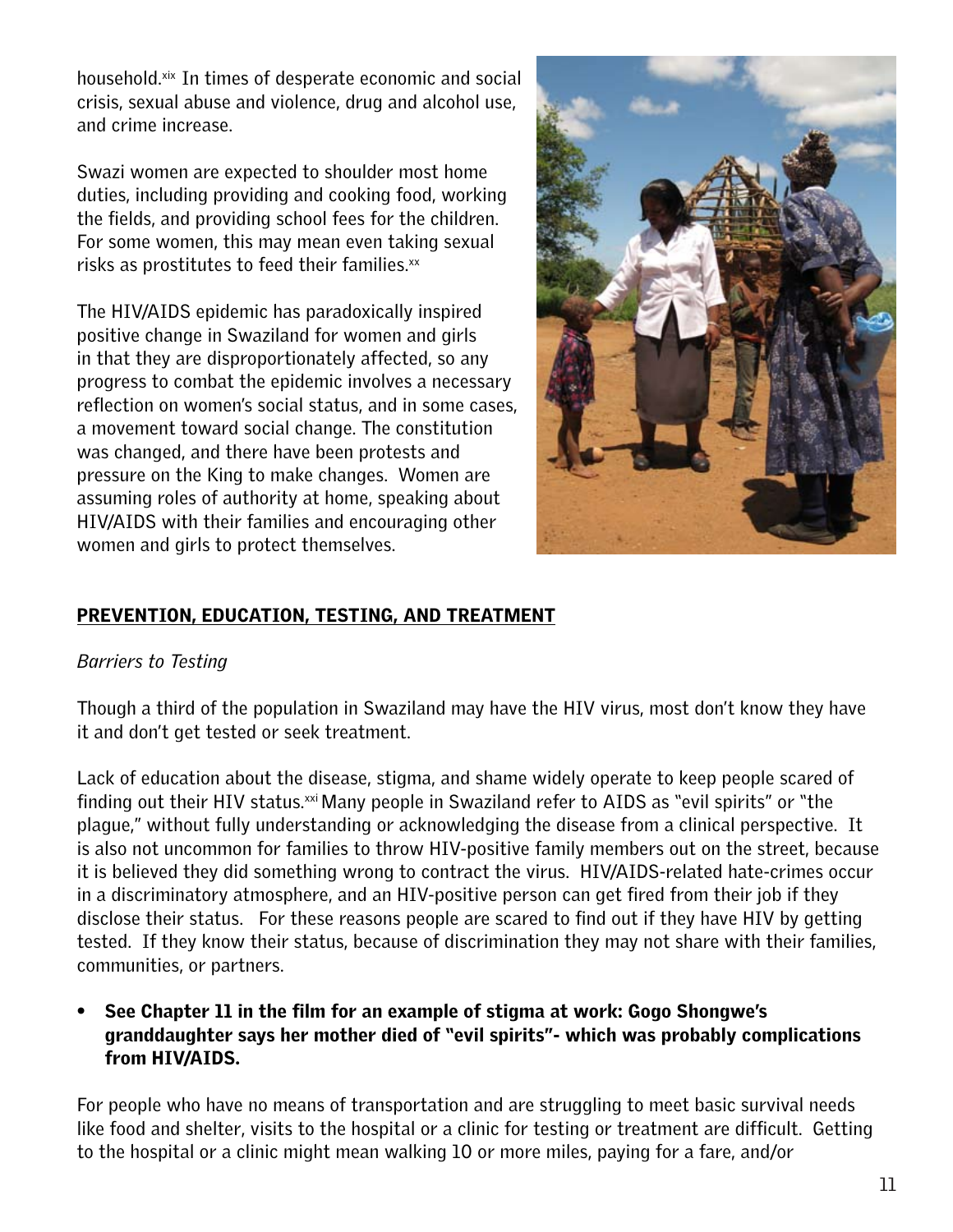household.[xix] In times of desperate economic and social crisis, sexual abuse and violence, drug and alcohol use, and crime increase.

Swazi women are expected to shoulder most home duties, including providing and cooking food, working the fields, and providing school fees for the children. For some women, this may mean even taking sexual risks as prostitutes to feed their families.[xx]

The HIV/AIDS epidemic has paradoxically inspired positive change in Swaziland for women and girls in that they are disproportionately affected, so any progress to combat the epidemic involves a necessary reflection on women's social status, and in some cases, a movement toward social change. The constitution was changed, and there have been protests and pressure on the King to make changes. Women are assuming roles of authority at home, speaking about HIV/AIDS with their families and encouraging other women and girls to protect themselves.

## PREVENTION, EDUCATION, TESTING, AND TREATMENT

*Barriers to Testing*

Though a third of the population in Swaziland may have the HIV virus, most don't know they have it and don't get tested or seek treatment.

Lack of education about the disease, stigma, and shame widely operate to keep people scared of finding out their HIV status.[xxi] Many people in Swaziland refer to AIDS as "evil spirits" or "the plague," without fully understanding or acknowledging the disease from a clinical perspective. It is also not uncommon for families to throw HIV-positive family members out on the street, because it is believed they did something wrong to contract the virus. HIV/AIDS-related hate-crimes occur in a discriminatory atmosphere, and an HIV-positive person can get fired from their job if they disclose their status. For these reasons people are scared to find out if they have HIV by getting tested. If they know their status, because of discrimination they may not share with their families, communities, or partners.

- **See Chapter 11 in the film for an example of stigma at work: Gogo Shongwe's granddaughter says her mother died of "evil spirits"- which was probably complications from HIV/AIDS.**

For people who have no means of transportation and are struggling to meet basic survival needs like food and shelter, visits to the hospital or a clinic for testing or treatment are difficult. Getting to the hospital or a clinic might mean walking 10 or more miles, paying for a fare, and/or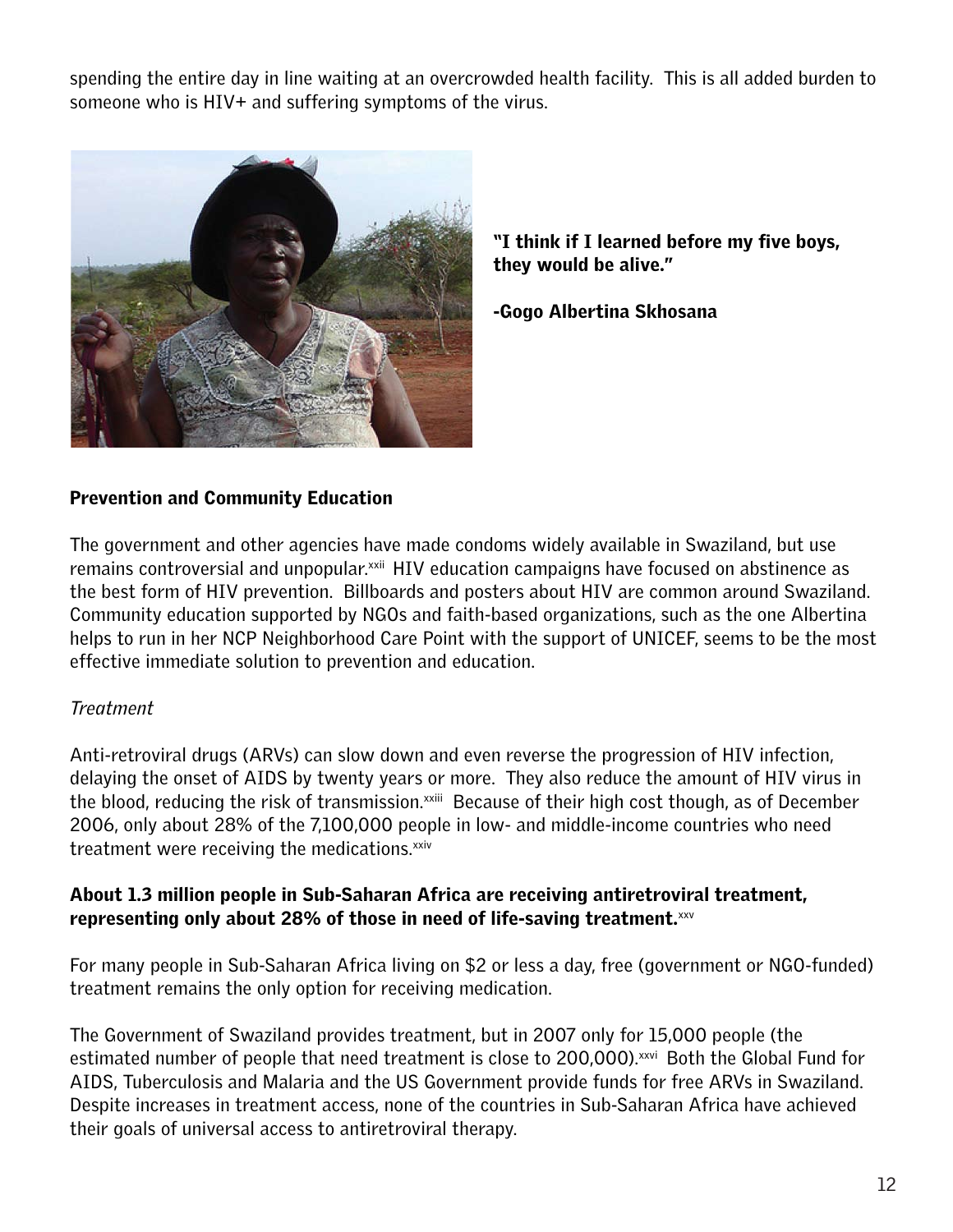spending the entire day in line waiting at an overcrowded health facility. This is all added burden to someone who is HIV+ and suffering symptoms of the virus.

**"I think if I learned before my five boys, they would be alive."**

**-Gogo Albertina Skhosana**

**Prevention and Community Education**

The government and other agencies have made condoms widely available in Swaziland, but use remains controversial and unpopular.[xxii] HIV education campaigns have focused on abstinence as the best form of HIV prevention. Billboards and posters about HIV are common around Swaziland. Community education supported by NGOs and faith-based organizations, such as the one Albertina helps to run in her NCP Neighborhood Care Point with the support of UNICEF, seems to be the most effective immediate solution to prevention and education.

*Treatment*

Anti-retroviral drugs (ARVs) can slow down and even reverse the progression of HIV infection, delaying the onset of AIDS by twenty years or more. They also reduce the amount of HIV virus in the blood, reducing the risk of transmission.[xxiii] Because of their high cost though, as of December 2006, only about 28% of the 7,100,000 people in low- and middle-income countries who need treatment were receiving the medications.[xxiv]

**About 1.3 million people in Sub-Saharan Africa are receiving antiretroviral treatment, representing only about 28% of those in need of life-saving treatment.**[xxv]

For many people in Sub-Saharan Africa living on $2 or less a day, free (government or NGO-funded) treatment remains the only option for receiving medication.

The Government of Swaziland provides treatment, but in 2007 only for 15,000 people (the estimated number of people that need treatment is close to 200,000).[xxvi] Both the Global Fund for AIDS, Tuberculosis and Malaria and the US Government provide funds for free ARVs in Swaziland. Despite increases in treatment access, none of the countries in Sub-Saharan Africa have achieved their goals of universal access to antiretroviral therapy.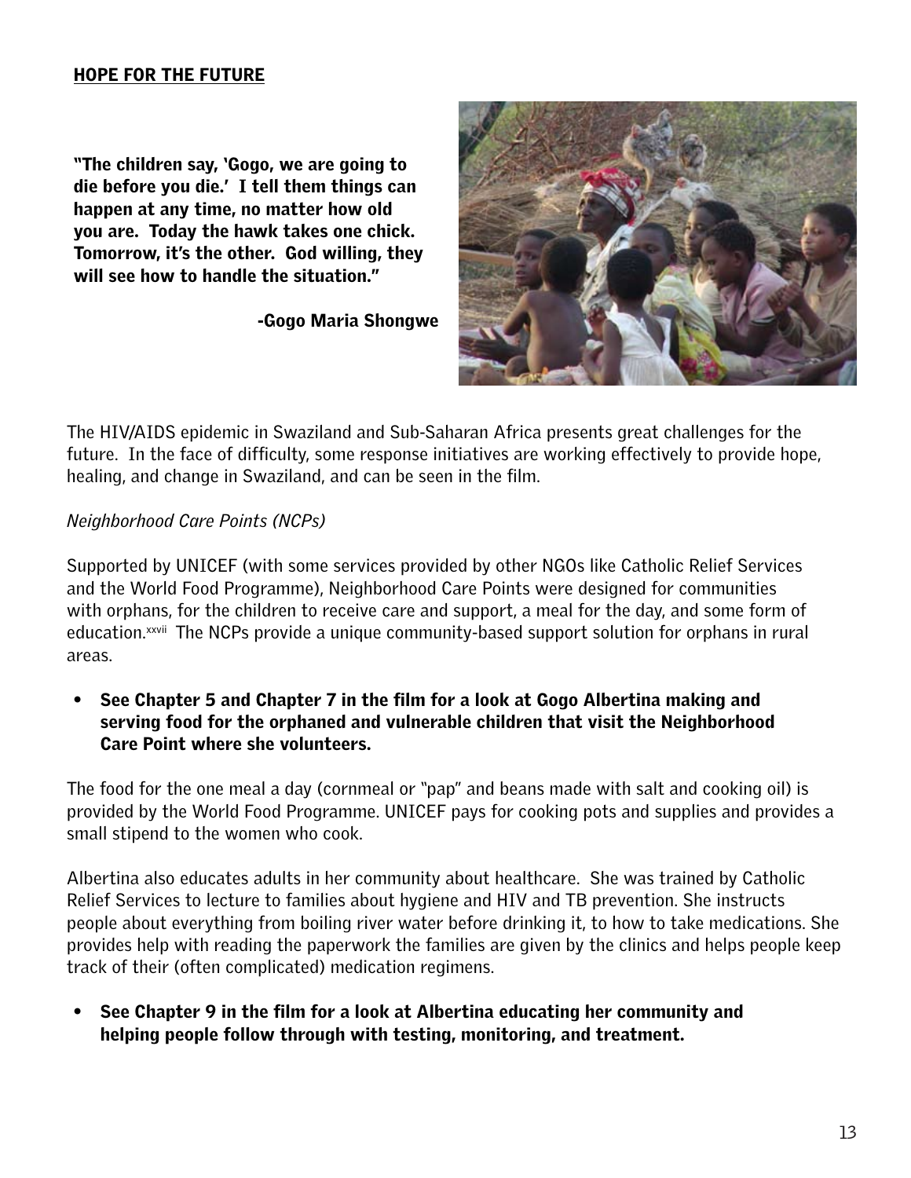**HOPE FOR THE FUTURE**

**"The children say, 'Gogo, we are going to die before you die.' I tell them things can happen at any time, no matter how old you are. Today the hawk takes one chick. Tomorrow, it's the other. God willing, they will see how to handle the situation."**

**-Gogo Maria Shongwe**

The HIV/AIDS epidemic in Swaziland and Sub-Saharan Africa presents great challenges for the future. In the face of difficulty, some response initiatives are working effectively to provide hope, healing, and change in Swaziland, and can be seen in the film.

*Neighborhood Care Points (NCPs)*

Supported by UNICEF (with some services provided by other NGOs like Catholic Relief Services and the World Food Programme), Neighborhood Care Points were designed for communities with orphans, for the children to receive care and support, a meal for the day, and some form of education.[xxvii] The NCPs provide a unique community-based support solution for orphans in rural areas.

- **See Chapter 5 and Chapter 7 in the film for a look at Gogo Albertina making and serving food for the orphaned and vulnerable children that visit the Neighborhood Care Point where she volunteers.**

The food for the one meal a day (cornmeal or "pap" and beans made with salt and cooking oil) is provided by the World Food Programme. UNICEF pays for cooking pots and supplies and provides a small stipend to the women who cook.

Albertina also educates adults in her community about healthcare. She was trained by Catholic Relief Services to lecture to families about hygiene and HIV and TB prevention. She instructs people about everything from boiling river water before drinking it, to how to take medications. She provides help with reading the paperwork the families are given by the clinics and helps people keep track of their (often complicated) medication regimens.

- **See Chapter 9 in the film for a look at Albertina educating her community and helping people follow through with testing, monitoring, and treatment.**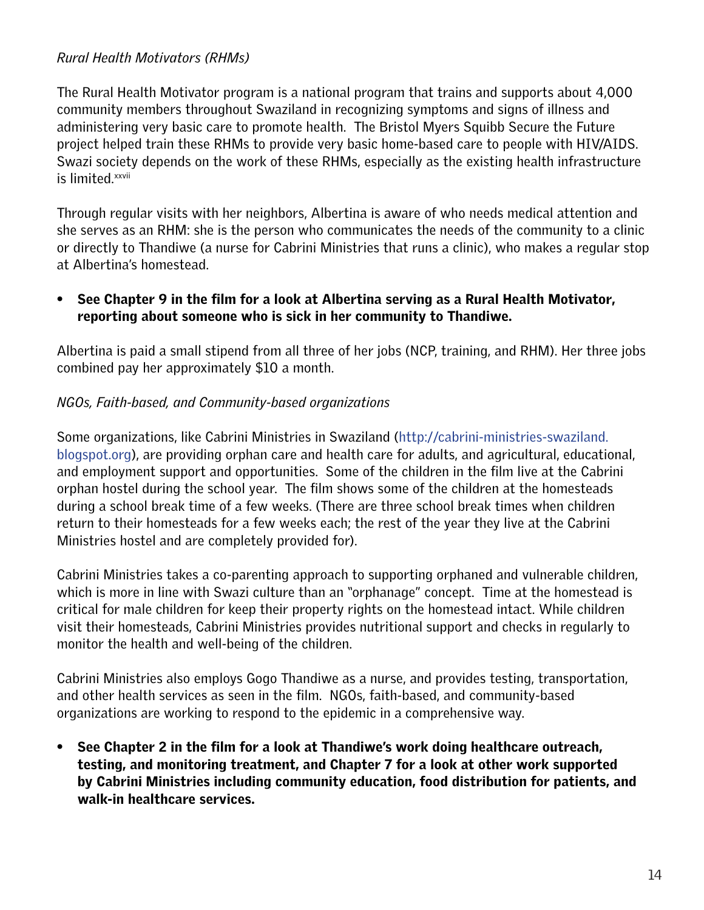*Rural Health Motivators (RHMs)*

The Rural Health Motivator program is a national program that trains and supports about 4,000 community members throughout Swaziland in recognizing symptoms and signs of illness and administering very basic care to promote health. The Bristol Myers Squibb Secure the Future project helped train these RHMs to provide very basic home-based care to people with HIV/AIDS. Swazi society depends on the work of these RHMs, especially as the existing health infrastructure is limited.[xxvii]

Through regular visits with her neighbors, Albertina is aware of who needs medical attention and she serves as an RHM: she is the person who communicates the needs of the community to a clinic or directly to Thandiwe (a nurse for Cabrini Ministries that runs a clinic), who makes a regular stop at Albertina's homestead.

- **See Chapter 9 in the film for a look at Albertina serving as a Rural Health Motivator, reporting about someone who is sick in her community to Thandiwe.**

Albertina is paid a small stipend from all three of her jobs (NCP, training, and RHM). Her three jobs combined pay her approximately $10 a month.

*NGOs, Faith-based, and Community-based organizations*

Some organizations, like Cabrini Ministries in Swaziland (http://cabrini-ministries-swaziland.blogspot.org), are providing orphan care and health care for adults, and agricultural, educational, and employment support and opportunities. Some of the children in the film live at the Cabrini orphan hostel during the school year. The film shows some of the children at the homesteads during a school break time of a few weeks. (There are three school break times when children return to their homesteads for a few weeks each; the rest of the year they live at the Cabrini Ministries hostel and are completely provided for).

Cabrini Ministries takes a co-parenting approach to supporting orphaned and vulnerable children, which is more in line with Swazi culture than an "orphanage" concept. Time at the homestead is critical for male children for keep their property rights on the homestead intact. While children visit their homesteads, Cabrini Ministries provides nutritional support and checks in regularly to monitor the health and well-being of the children.

Cabrini Ministries also employs Gogo Thandiwe as a nurse, and provides testing, transportation, and other health services as seen in the film. NGOs, faith-based, and community-based organizations are working to respond to the epidemic in a comprehensive way.

- **See Chapter 2 in the film for a look at Thandiwe's work doing healthcare outreach, testing, and monitoring treatment, and Chapter 7 for a look at other work supported by Cabrini Ministries including community education, food distribution for patients, and walk-in healthcare services.**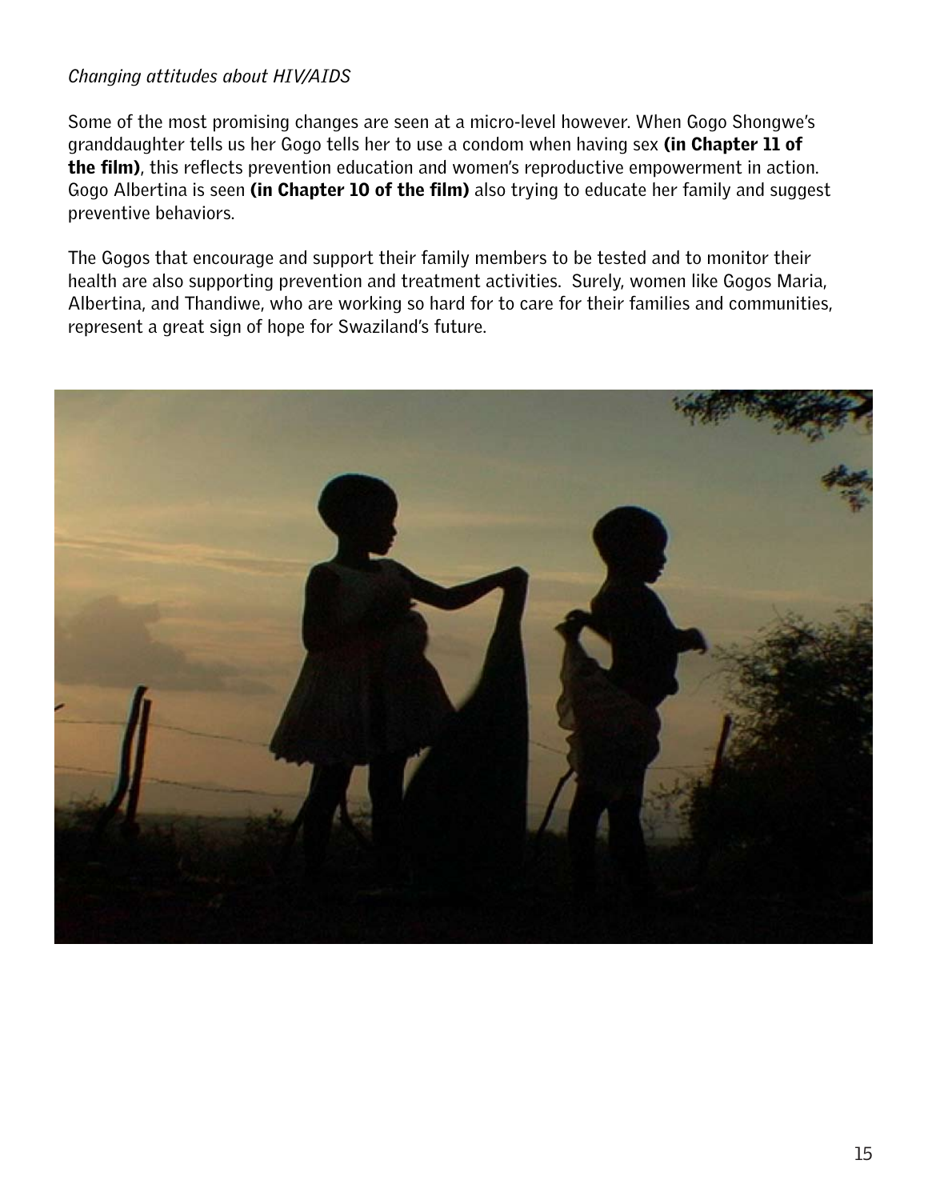*Changing attitudes about HIV/AIDS*

Some of the most promising changes are seen at a micro-level however. When Gogo Shongwe's granddaughter tells us her Gogo tells her to use a condom when having sex **(in Chapter 11 of the film)**, this reflects prevention education and women's reproductive empowerment in action. Gogo Albertina is seen **(in Chapter 10 of the film)** also trying to educate her family and suggest preventive behaviors.

The Gogos that encourage and support their family members to be tested and to monitor their health are also supporting prevention and treatment activities. Surely, women like Gogos Maria, Albertina, and Thandiwe, who are working so hard for to care for their families and communities, represent a great sign of hope for Swaziland's future.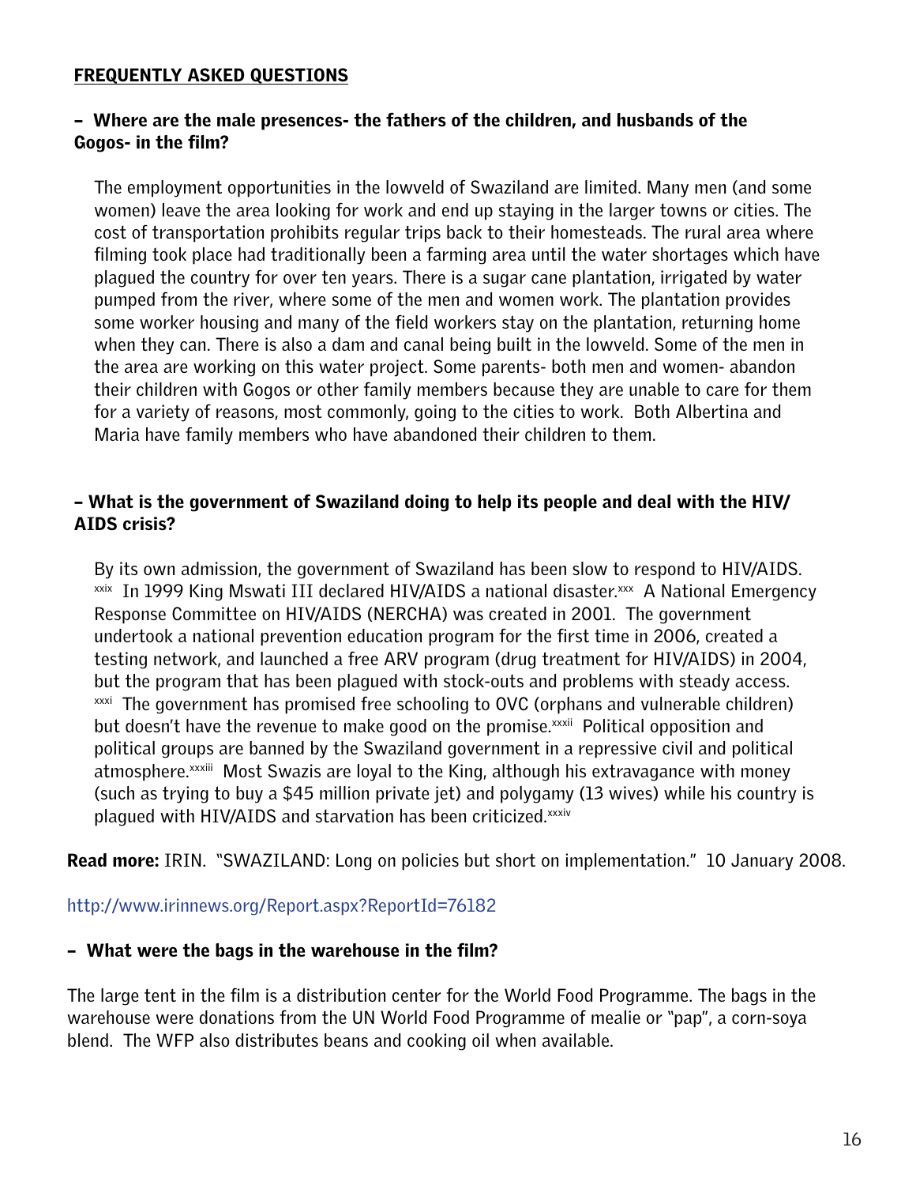## FREQUENTLY ASKED QUESTIONS

**– Where are the male presences- the fathers of the children, and husbands of the Gogos- in the film?**

The employment opportunities in the lowveld of Swaziland are limited. Many men (and some women) leave the area looking for work and end up staying in the larger towns or cities. The cost of transportation prohibits regular trips back to their homesteads. The rural area where filming took place had traditionally been a farming area until the water shortages which have plagued the country for over ten years. There is a sugar cane plantation, irrigated by water pumped from the river, where some of the men and women work. The plantation provides some worker housing and many of the field workers stay on the plantation, returning home when they can. There is also a dam and canal being built in the lowveld. Some of the men in the area are working on this water project. Some parents- both men and women- abandon their children with Gogos or other family members because they are unable to care for them for a variety of reasons, most commonly, going to the cities to work. Both Albertina and Maria have family members who have abandoned their children to them.

**– What is the government of Swaziland doing to help its people and deal with the HIV/AIDS crisis?**

By its own admission, the government of Swaziland has been slow to respond to HIV/AIDS.[xxix] In 1999 King Mswati III declared HIV/AIDS a national disaster.[xxx] A National Emergency Response Committee on HIV/AIDS (NERCHA) was created in 2001. The government undertook a national prevention education program for the first time in 2006, created a testing network, and launched a free ARV program (drug treatment for HIV/AIDS) in 2004, but the program that has been plagued with stock-outs and problems with steady access.[xxxi] The government has promised free schooling to OVC (orphans and vulnerable children) but doesn't have the revenue to make good on the promise.[xxxii] Political opposition and political groups are banned by the Swaziland government in a repressive civil and political atmosphere.[xxxiii] Most Swazis are loyal to the King, although his extravagance with money (such as trying to buy a $45 million private jet) and polygamy (13 wives) while his country is plagued with HIV/AIDS and starvation has been criticized.[xxxiv]

**Read more:** IRIN. "SWAZILAND: Long on policies but short on implementation." 10 January 2008.

http://www.irinnews.org/Report.aspx?ReportId=76182

**– What were the bags in the warehouse in the film?**

The large tent in the film is a distribution center for the World Food Programme. The bags in the warehouse were donations from the UN World Food Programme of mealie or "pap", a corn-soya blend. The WFP also distributes beans and cooking oil when available.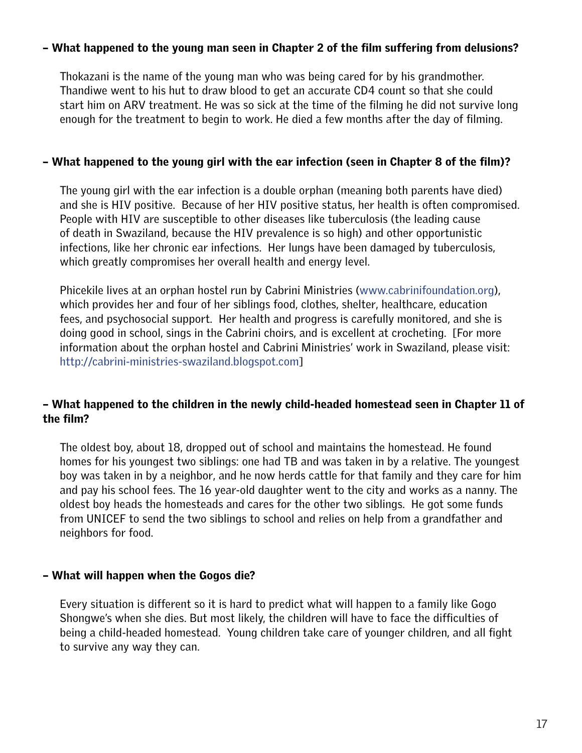**– What happened to the young man seen in Chapter 2 of the film suffering from delusions?**

Thokazani is the name of the young man who was being cared for by his grandmother. Thandiwe went to his hut to draw blood to get an accurate CD4 count so that she could start him on ARV treatment. He was so sick at the time of the filming he did not survive long enough for the treatment to begin to work. He died a few months after the day of filming.

**– What happened to the young girl with the ear infection (seen in Chapter 8 of the film)?**

The young girl with the ear infection is a double orphan (meaning both parents have died) and she is HIV positive. Because of her HIV positive status, her health is often compromised. People with HIV are susceptible to other diseases like tuberculosis (the leading cause of death in Swaziland, because the HIV prevalence is so high) and other opportunistic infections, like her chronic ear infections. Her lungs have been damaged by tuberculosis, which greatly compromises her overall health and energy level.

Phicekile lives at an orphan hostel run by Cabrini Ministries (www.cabrinifoundation.org), which provides her and four of her siblings food, clothes, shelter, healthcare, education fees, and psychosocial support. Her health and progress is carefully monitored, and she is doing good in school, sings in the Cabrini choirs, and is excellent at crocheting. [For more information about the orphan hostel and Cabrini Ministries' work in Swaziland, please visit: http://cabrini-ministries-swaziland.blogspot.com]

**– What happened to the children in the newly child-headed homestead seen in Chapter 11 of the film?**

The oldest boy, about 18, dropped out of school and maintains the homestead. He found homes for his youngest two siblings: one had TB and was taken in by a relative. The youngest boy was taken in by a neighbor, and he now herds cattle for that family and they care for him and pay his school fees. The 16 year-old daughter went to the city and works as a nanny. The oldest boy heads the homesteads and cares for the other two siblings. He got some funds from UNICEF to send the two siblings to school and relies on help from a grandfather and neighbors for food.

**– What will happen when the Gogos die?**

Every situation is different so it is hard to predict what will happen to a family like Gogo Shongwe's when she dies. But most likely, the children will have to face the difficulties of being a child-headed homestead. Young children take care of younger children, and all fight to survive any way they can.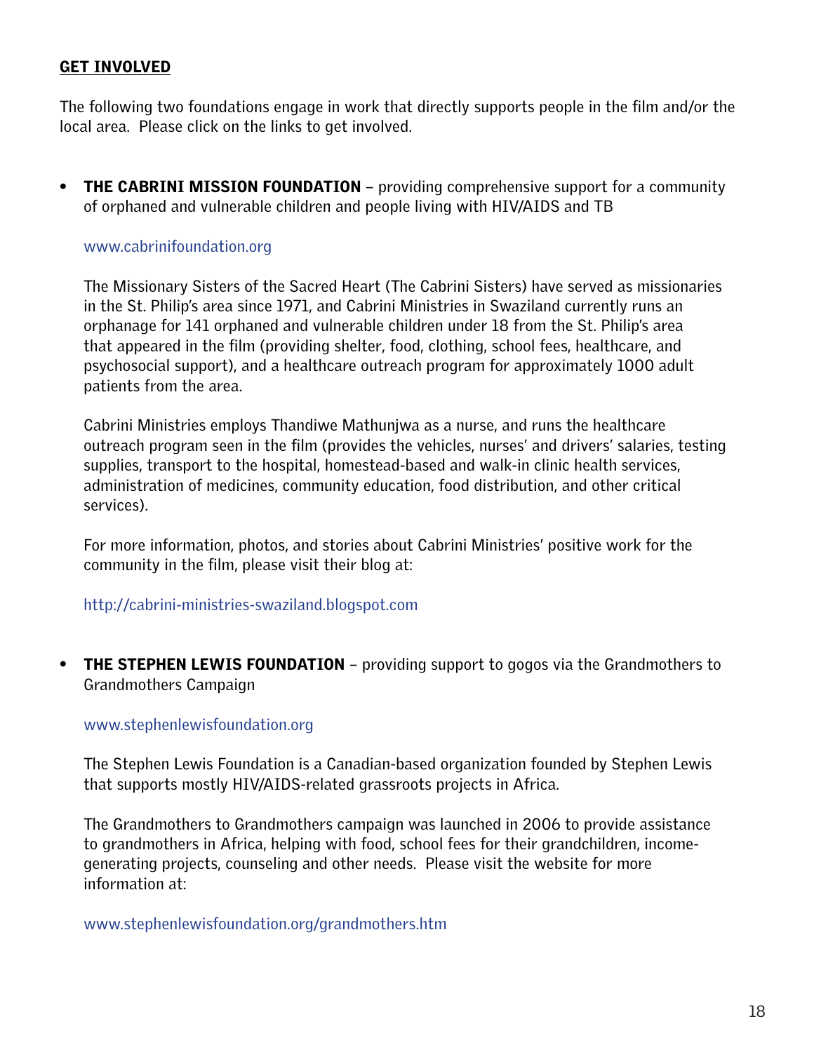## GET INVOLVED

The following two foundations engage in work that directly supports people in the film and/or the local area. Please click on the links to get involved.

- **THE CABRINI MISSION FOUNDATION** – providing comprehensive support for a community of orphaned and vulnerable children and people living with HIV/AIDS and TB

  www.cabrinifoundation.org

  The Missionary Sisters of the Sacred Heart (The Cabrini Sisters) have served as missionaries in the St. Philip's area since 1971, and Cabrini Ministries in Swaziland currently runs an orphanage for 141 orphaned and vulnerable children under 18 from the St. Philip's area that appeared in the film (providing shelter, food, clothing, school fees, healthcare, and psychosocial support), and a healthcare outreach program for approximately 1000 adult patients from the area.

  Cabrini Ministries employs Thandiwe Mathunjwa as a nurse, and runs the healthcare outreach program seen in the film (provides the vehicles, nurses' and drivers' salaries, testing supplies, transport to the hospital, homestead-based and walk-in clinic health services, administration of medicines, community education, food distribution, and other critical services).

  For more information, photos, and stories about Cabrini Ministries' positive work for the community in the film, please visit their blog at:

  http://cabrini-ministries-swaziland.blogspot.com

- **THE STEPHEN LEWIS FOUNDATION** – providing support to gogos via the Grandmothers to Grandmothers Campaign

  www.stephenlewisfoundation.org

  The Stephen Lewis Foundation is a Canadian-based organization founded by Stephen Lewis that supports mostly HIV/AIDS-related grassroots projects in Africa.

  The Grandmothers to Grandmothers campaign was launched in 2006 to provide assistance to grandmothers in Africa, helping with food, school fees for their grandchildren, income-generating projects, counseling and other needs. Please visit the website for more information at:

  www.stephenlewisfoundation.org/grandmothers.htm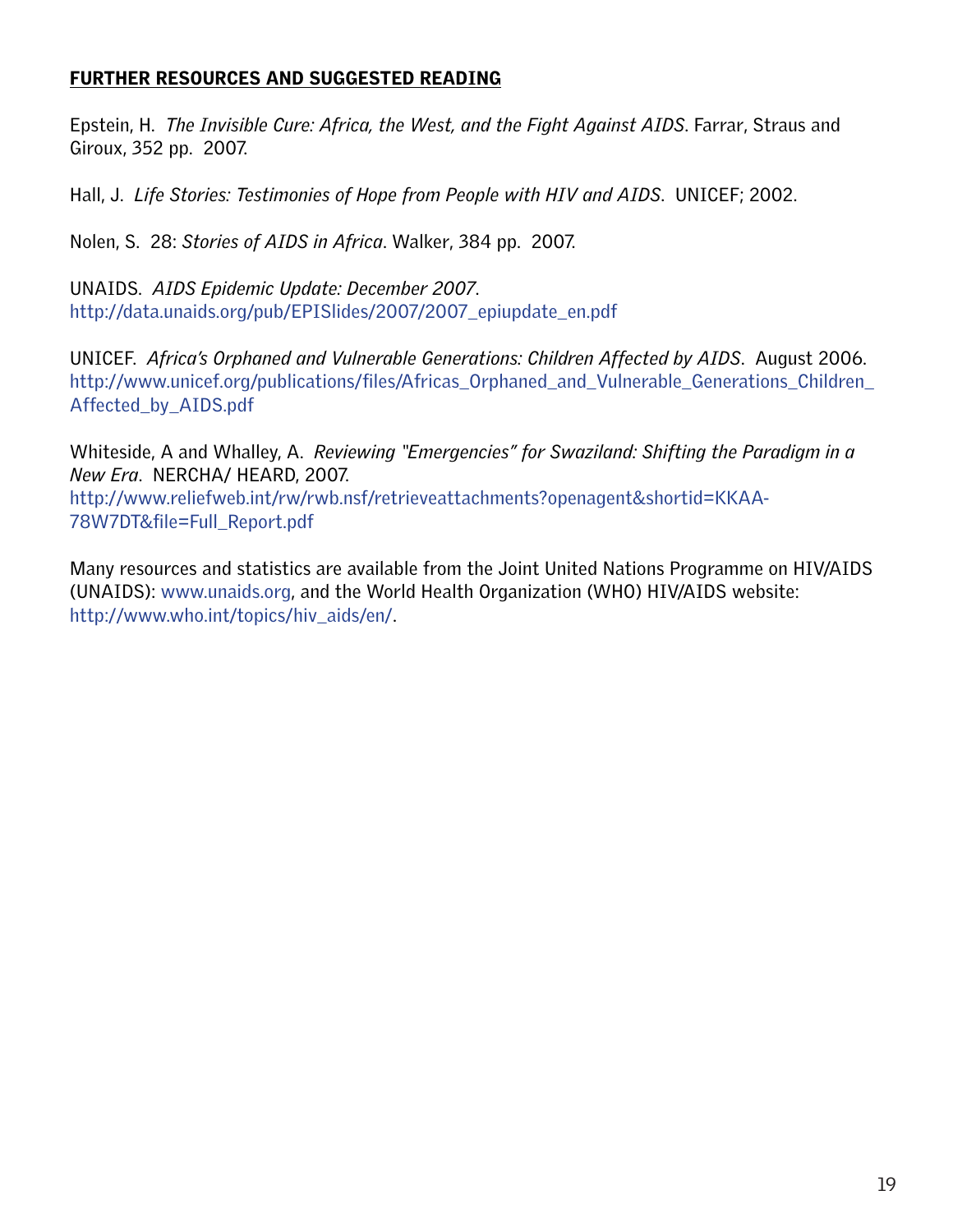## FURTHER RESOURCES AND SUGGESTED READING

Epstein, H. *The Invisible Cure: Africa, the West, and the Fight Against AIDS*. Farrar, Straus and Giroux, 352 pp. 2007.

Hall, J. *Life Stories: Testimonies of Hope from People with HIV and AIDS*. UNICEF; 2002.

Nolen, S. 28: *Stories of AIDS in Africa*. Walker, 384 pp. 2007.

UNAIDS. *AIDS Epidemic Update: December 2007*.
http://data.unaids.org/pub/EPISlides/2007/2007_epiupdate_en.pdf

UNICEF. *Africa's Orphaned and Vulnerable Generations: Children Affected by AIDS*. August 2006.
http://www.unicef.org/publications/files/Africas_Orphaned_and_Vulnerable_Generations_Children_Affected_by_AIDS.pdf

Whiteside, A and Whalley, A. *Reviewing "Emergencies" for Swaziland: Shifting the Paradigm in a New Era*. NERCHA/ HEARD, 2007.
http://www.reliefweb.int/rw/rwb.nsf/retrieveattachments?openagent&shortid=KKAA-78W7DT&file=Full_Report.pdf

Many resources and statistics are available from the Joint United Nations Programme on HIV/AIDS (UNAIDS): www.unaids.org, and the World Health Organization (WHO) HIV/AIDS website: http://www.who.int/topics/hiv_aids/en/.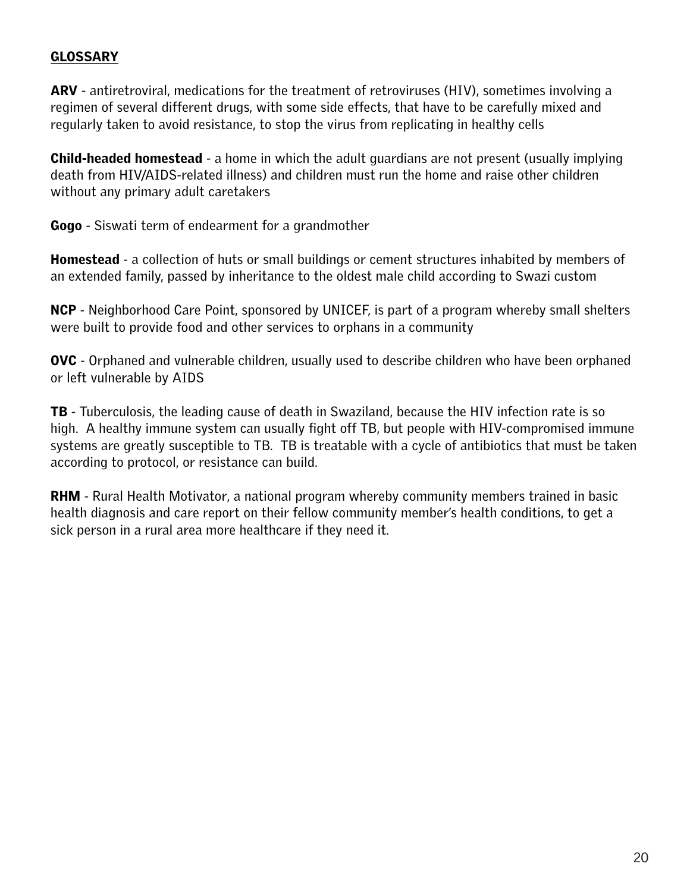## GLOSSARY

**ARV** - antiretroviral, medications for the treatment of retroviruses (HIV), sometimes involving a regimen of several different drugs, with some side effects, that have to be carefully mixed and regularly taken to avoid resistance, to stop the virus from replicating in healthy cells

**Child-headed homestead** - a home in which the adult guardians are not present (usually implying death from HIV/AIDS-related illness) and children must run the home and raise other children without any primary adult caretakers

**Gogo** - Siswati term of endearment for a grandmother

**Homestead** - a collection of huts or small buildings or cement structures inhabited by members of an extended family, passed by inheritance to the oldest male child according to Swazi custom

**NCP** - Neighborhood Care Point, sponsored by UNICEF, is part of a program whereby small shelters were built to provide food and other services to orphans in a community

**OVC** - Orphaned and vulnerable children, usually used to describe children who have been orphaned or left vulnerable by AIDS

**TB** - Tuberculosis, the leading cause of death in Swaziland, because the HIV infection rate is so high. A healthy immune system can usually fight off TB, but people with HIV-compromised immune systems are greatly susceptible to TB. TB is treatable with a cycle of antibiotics that must be taken according to protocol, or resistance can build.

**RHM** - Rural Health Motivator, a national program whereby community members trained in basic health diagnosis and care report on their fellow community member's health conditions, to get a sick person in a rural area more healthcare if they need it.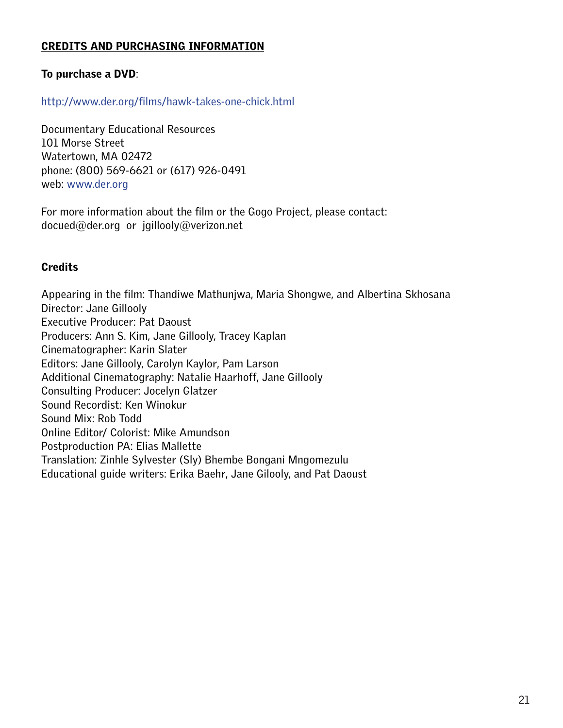## CREDITS AND PURCHASING INFORMATION

**To purchase a DVD**:

http://www.der.org/films/hawk-takes-one-chick.html

Documentary Educational Resources
101 Morse Street
Watertown, MA 02472
phone: (800) 569-6621 or (617) 926-0491
web: www.der.org

For more information about the film or the Gogo Project, please contact:
docued@der.org or jgillooly@verizon.net

### Credits

Appearing in the film: Thandiwe Mathunjwa, Maria Shongwe, and Albertina Skhosana
Director: Jane Gillooly
Executive Producer: Pat Daoust
Producers: Ann S. Kim, Jane Gillooly, Tracey Kaplan
Cinematographer: Karin Slater
Editors: Jane Gillooly, Carolyn Kaylor, Pam Larson
Additional Cinematography: Natalie Haarhoff, Jane Gillooly
Consulting Producer: Jocelyn Glatzer
Sound Recordist: Ken Winokur
Sound Mix: Rob Todd
Online Editor/ Colorist: Mike Amundson
Postproduction PA: Elias Mallette
Translation: Zinhle Sylvester (Sly) Bhembe Bongani Mngomezulu
Educational guide writers: Erika Baehr, Jane Gilooly, and Pat Daoust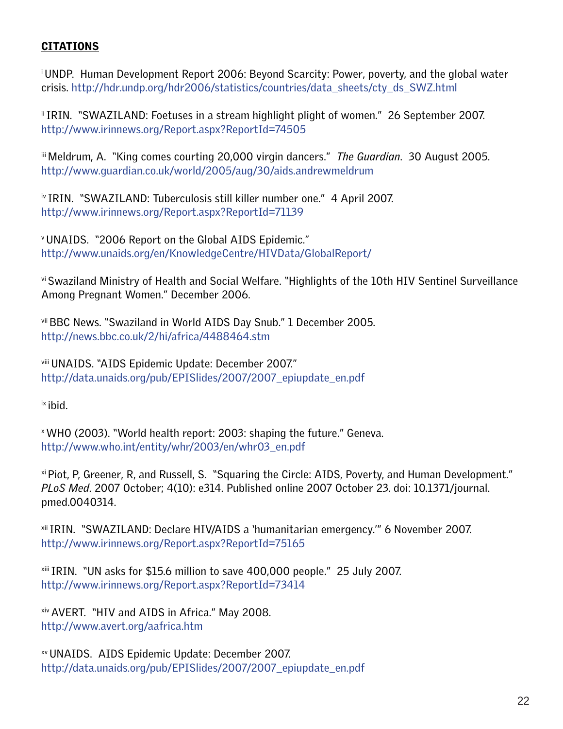**CITATIONS**

[i] UNDP. Human Development Report 2006: Beyond Scarcity: Power, poverty, and the global water crisis. http://hdr.undp.org/hdr2006/statistics/countries/data_sheets/cty_ds_SWZ.html

[ii] IRIN. "SWAZILAND: Foetuses in a stream highlight plight of women." 26 September 2007. http://www.irinnews.org/Report.aspx?ReportId=74505

[iii] Meldrum, A. "King comes courting 20,000 virgin dancers." *The Guardian*. 30 August 2005. http://www.guardian.co.uk/world/2005/aug/30/aids.andrewmeldrum

[iv] IRIN. "SWAZILAND: Tuberculosis still killer number one." 4 April 2007. http://www.irinnews.org/Report.aspx?ReportId=71139

[v] UNAIDS. "2006 Report on the Global AIDS Epidemic." http://www.unaids.org/en/KnowledgeCentre/HIVData/GlobalReport/

[vi] Swaziland Ministry of Health and Social Welfare. "Highlights of the 10th HIV Sentinel Surveillance Among Pregnant Women." December 2006.

[vii] BBC News. "Swaziland in World AIDS Day Snub." 1 December 2005. http://news.bbc.co.uk/2/hi/africa/4488464.stm

[viii] UNAIDS. "AIDS Epidemic Update: December 2007." http://data.unaids.org/pub/EPISlides/2007/2007_epiupdate_en.pdf

[ix] ibid.

[x] WHO (2003). "World health report: 2003: shaping the future." Geneva. http://www.who.int/entity/whr/2003/en/whr03_en.pdf

[xi] Piot, P, Greener, R, and Russell, S. "Squaring the Circle: AIDS, Poverty, and Human Development." *PLoS Med*. 2007 October; 4(10): e314. Published online 2007 October 23. doi: 10.1371/journal.pmed.0040314.

[xii] IRIN. "SWAZILAND: Declare HIV/AIDS a 'humanitarian emergency.'" 6 November 2007. http://www.irinnews.org/Report.aspx?ReportId=75165

[xiii] IRIN. "UN asks for $15.6 million to save 400,000 people." 25 July 2007. http://www.irinnews.org/Report.aspx?ReportId=73414

[xiv] AVERT. "HIV and AIDS in Africa." May 2008. http://www.avert.org/aafrica.htm

[xv] UNAIDS. AIDS Epidemic Update: December 2007. http://data.unaids.org/pub/EPISlides/2007/2007_epiupdate_en.pdf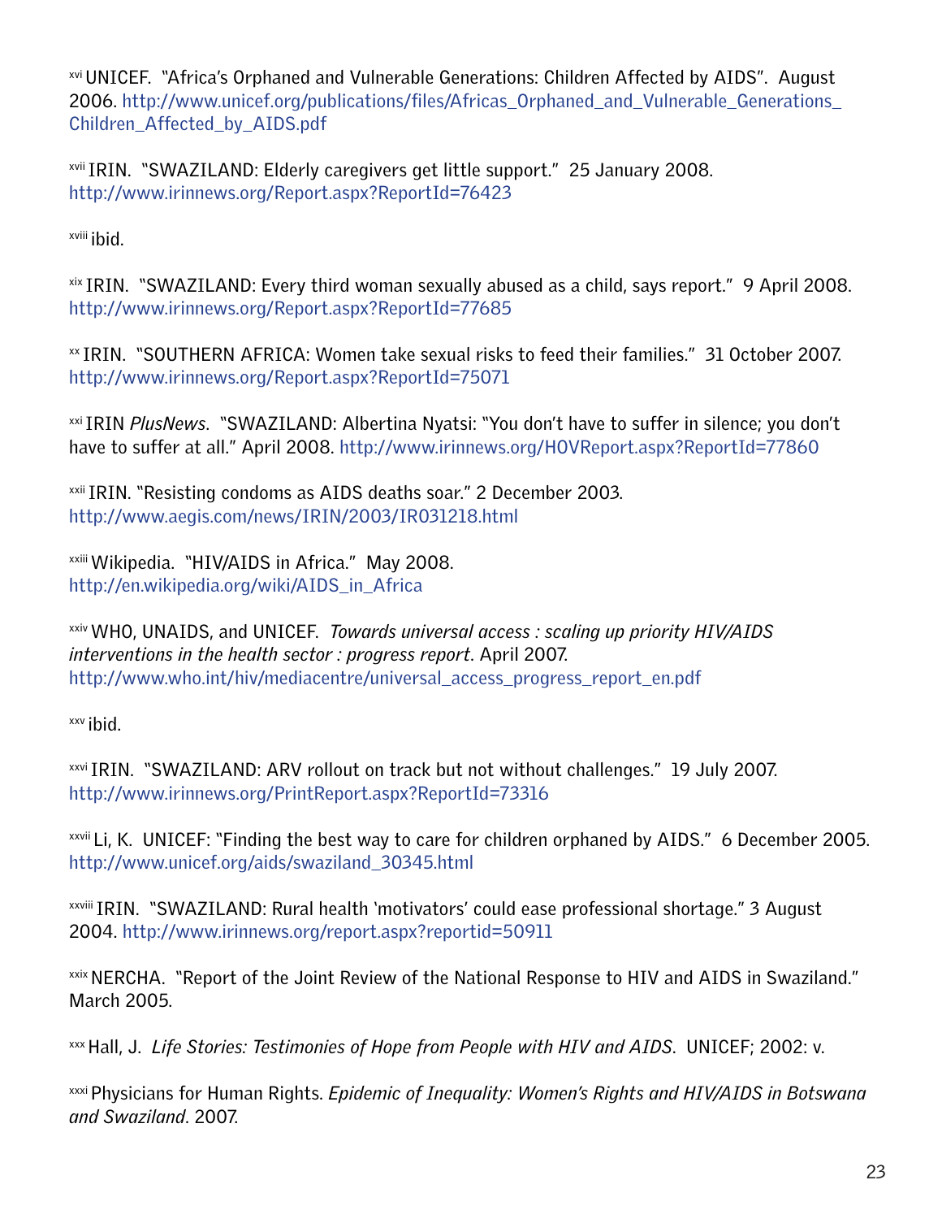[xvi] UNICEF. "Africa's Orphaned and Vulnerable Generations: Children Affected by AIDS". August 2006. http://www.unicef.org/publications/files/Africas_Orphaned_and_Vulnerable_Generations_Children_Affected_by_AIDS.pdf

[xvii] IRIN. "SWAZILAND: Elderly caregivers get little support." 25 January 2008. http://www.irinnews.org/Report.aspx?ReportId=76423

[xviii] ibid.

[xix] IRIN. "SWAZILAND: Every third woman sexually abused as a child, says report." 9 April 2008. http://www.irinnews.org/Report.aspx?ReportId=77685

[xx] IRIN. "SOUTHERN AFRICA: Women take sexual risks to feed their families." 31 October 2007. http://www.irinnews.org/Report.aspx?ReportId=75071

[xxi] IRIN *PlusNews*. "SWAZILAND: Albertina Nyatsi: "You don't have to suffer in silence; you don't have to suffer at all." April 2008. http://www.irinnews.org/HOVReport.aspx?ReportId=77860

[xxii] IRIN. "Resisting condoms as AIDS deaths soar." 2 December 2003. http://www.aegis.com/news/IRIN/2003/IR031218.html

[xxiii] Wikipedia. "HIV/AIDS in Africa." May 2008. http://en.wikipedia.org/wiki/AIDS_in_Africa

[xxiv] WHO, UNAIDS, and UNICEF. *Towards universal access : scaling up priority HIV/AIDS interventions in the health sector : progress report*. April 2007. http://www.who.int/hiv/mediacentre/universal_access_progress_report_en.pdf

[xxv] ibid.

[xxvi] IRIN. "SWAZILAND: ARV rollout on track but not without challenges." 19 July 2007. http://www.irinnews.org/PrintReport.aspx?ReportId=73316

[xxvii] Li, K. UNICEF: "Finding the best way to care for children orphaned by AIDS." 6 December 2005. http://www.unicef.org/aids/swaziland_30345.html

[xxviii] IRIN. "SWAZILAND: Rural health 'motivators' could ease professional shortage." 3 August 2004. http://www.irinnews.org/report.aspx?reportid=50911

[xxix] NERCHA. "Report of the Joint Review of the National Response to HIV and AIDS in Swaziland." March 2005.

[xxx] Hall, J. *Life Stories: Testimonies of Hope from People with HIV and AIDS*. UNICEF; 2002: v.

[xxxi] Physicians for Human Rights. *Epidemic of Inequality: Women's Rights and HIV/AIDS in Botswana and Swaziland*. 2007.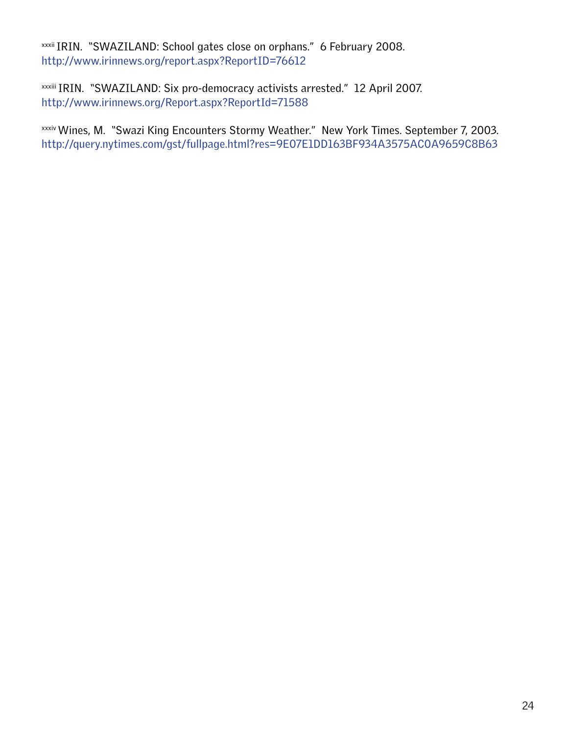[xxxii] IRIN. "SWAZILAND: School gates close on orphans." 6 February 2008. http://www.irinnews.org/report.aspx?ReportID=76612

[xxxiii] IRIN. "SWAZILAND: Six pro-democracy activists arrested." 12 April 2007. http://www.irinnews.org/Report.aspx?ReportId=71588

[xxxiv] Wines, M. "Swazi King Encounters Stormy Weather." New York Times. September 7, 2003. http://query.nytimes.com/gst/fullpage.html?res=9E07E1DD163BF934A3575AC0A9659C8B63